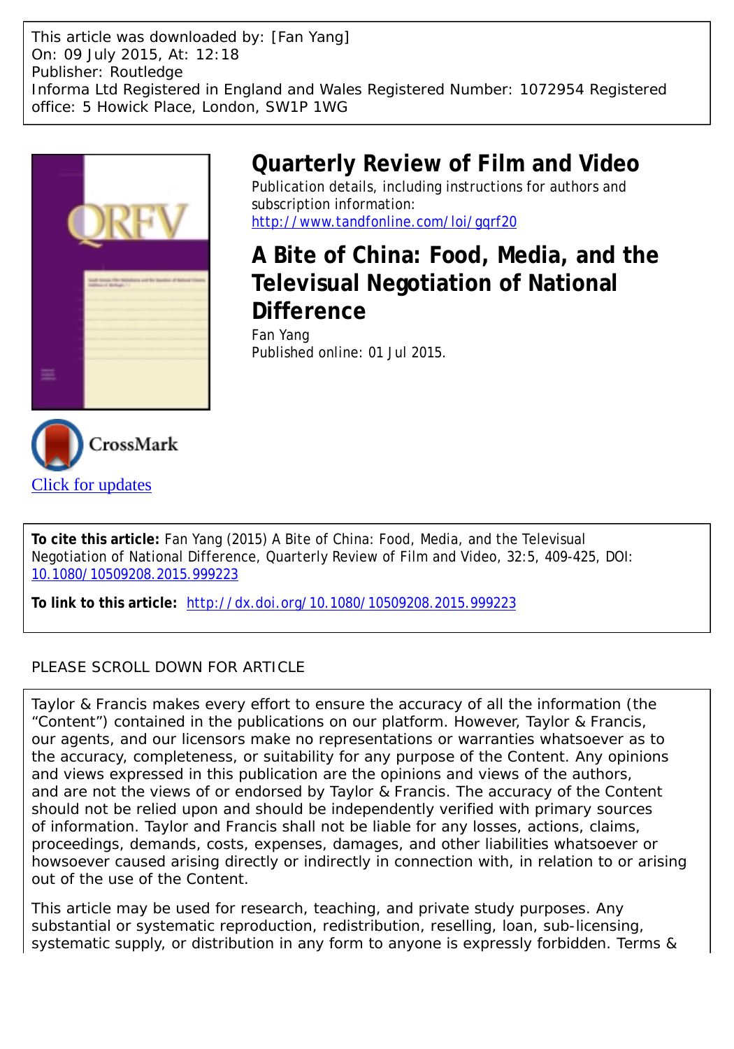This article was downloaded by: [Fan Yang]
On: 09 July 2015, At: 12:18
Publisher: Routledge
Informa Ltd Registered in England and Wales Registered Number: 1072954 Registered office: 5 Howick Place, London, SW1P 1WG

# Quarterly Review of Film and Video

Publication details, including instructions for authors and subscription information:
http://www.tandfonline.com/loi/gqrf20

## A Bite of China: Food, Media, and the Televisual Negotiation of National Difference

Fan Yang

Published online: 01 Jul 2015.

Click for updates

**To cite this article:** Fan Yang (2015) A Bite of China: Food, Media, and the Televisual Negotiation of National Difference, Quarterly Review of Film and Video, 32:5, 409-425, DOI: 10.1080/10509208.2015.999223

**To link to this article:** http://dx.doi.org/10.1080/10509208.2015.999223

PLEASE SCROLL DOWN FOR ARTICLE

Taylor & Francis makes every effort to ensure the accuracy of all the information (the "Content") contained in the publications on our platform. However, Taylor & Francis, our agents, and our licensors make no representations or warranties whatsoever as to the accuracy, completeness, or suitability for any purpose of the Content. Any opinions and views expressed in this publication are the opinions and views of the authors, and are not the views of or endorsed by Taylor & Francis. The accuracy of the Content should not be relied upon and should be independently verified with primary sources of information. Taylor and Francis shall not be liable for any losses, actions, claims, proceedings, demands, costs, expenses, damages, and other liabilities whatsoever or howsoever caused arising directly or indirectly in connection with, in relation to or arising out of the use of the Content.

This article may be used for research, teaching, and private study purposes. Any substantial or systematic reproduction, redistribution, reselling, loan, sub-licensing, systematic supply, or distribution in any form to anyone is expressly forbidden. Terms &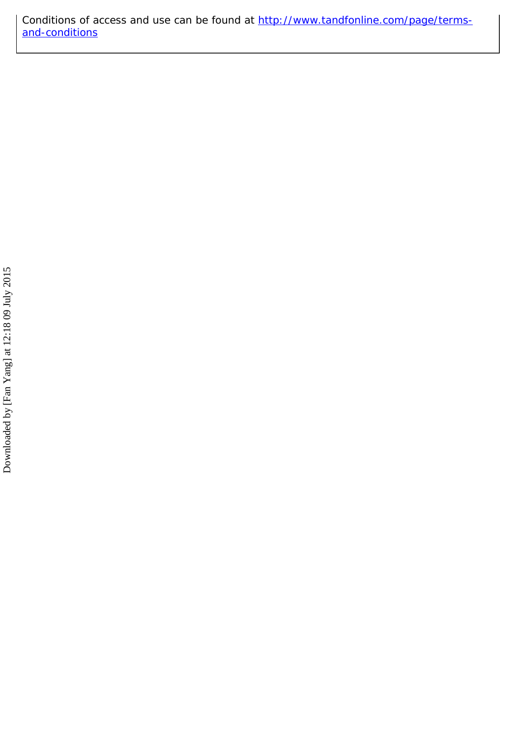Conditions of access and use can be found at [http://www.tandfonline.com/page/terms-and-conditions](http://www.tandfonline.com/page/terms-and-conditions)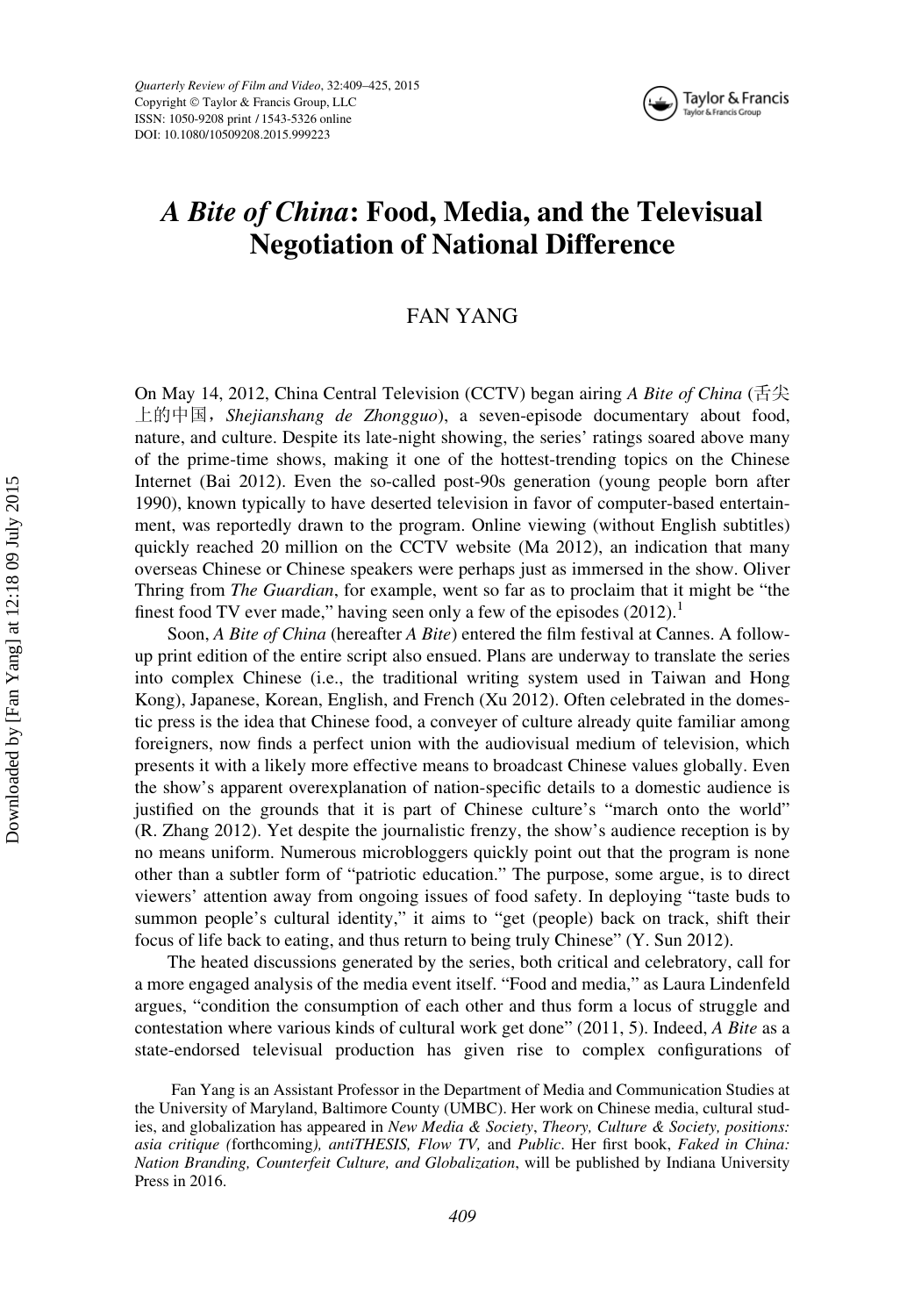# *A Bite of China*: Food, Media, and the Televisual Negotiation of National Difference

FAN YANG

On May 14, 2012, China Central Television (CCTV) began airing *A Bite of China* (舌尖上的中国，*Shejianshang de Zhongguo*), a seven-episode documentary about food, nature, and culture. Despite its late-night showing, the series' ratings soared above many of the prime-time shows, making it one of the hottest-trending topics on the Chinese Internet (Bai 2012). Even the so-called post-90s generation (young people born after 1990), known typically to have deserted television in favor of computer-based entertainment, was reportedly drawn to the program. Online viewing (without English subtitles) quickly reached 20 million on the CCTV website (Ma 2012), an indication that many overseas Chinese or Chinese speakers were perhaps just as immersed in the show. Oliver Thring from *The Guardian*, for example, went so far as to proclaim that it might be "the finest food TV ever made," having seen only a few of the episodes (2012).[1]

Soon, *A Bite of China* (hereafter *A Bite*) entered the film festival at Cannes. A follow-up print edition of the entire script also ensued. Plans are underway to translate the series into complex Chinese (i.e., the traditional writing system used in Taiwan and Hong Kong), Japanese, Korean, English, and French (Xu 2012). Often celebrated in the domestic press is the idea that Chinese food, a conveyer of culture already quite familiar among foreigners, now finds a perfect union with the audiovisual medium of television, which presents it with a likely more effective means to broadcast Chinese values globally. Even the show's apparent overexplanation of nation-specific details to a domestic audience is justified on the grounds that it is part of Chinese culture's "march onto the world" (R. Zhang 2012). Yet despite the journalistic frenzy, the show's audience reception is by no means uniform. Numerous microbloggers quickly point out that the program is none other than a subtler form of "patriotic education." The purpose, some argue, is to direct viewers' attention away from ongoing issues of food safety. In deploying "taste buds to summon people's cultural identity," it aims to "get (people) back on track, shift their focus of life back to eating, and thus return to being truly Chinese" (Y. Sun 2012).

The heated discussions generated by the series, both critical and celebratory, call for a more engaged analysis of the media event itself. "Food and media," as Laura Lindenfeld argues, "condition the consumption of each other and thus form a locus of struggle and contestation where various kinds of cultural work get done" (2011, 5). Indeed, *A Bite* as a state-endorsed televisual production has given rise to complex configurations of

Fan Yang is an Assistant Professor in the Department of Media and Communication Studies at the University of Maryland, Baltimore County (UMBC). Her work on Chinese media, cultural studies, and globalization has appeared in *New Media & Society*, *Theory, Culture & Society, positions: asia critique (*forthcoming*), antiTHESIS, Flow TV,* and *Public*. Her first book, *Faked in China: Nation Branding, Counterfeit Culture, and Globalization*, will be published by Indiana University Press in 2016.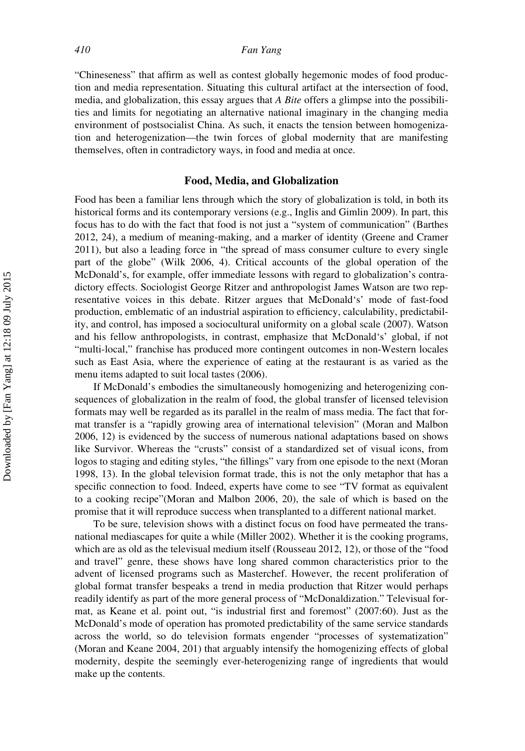"Chineseness" that affirm as well as contest globally hegemonic modes of food production and media representation. Situating this cultural artifact at the intersection of food, media, and globalization, this essay argues that *A Bite* offers a glimpse into the possibilities and limits for negotiating an alternative national imaginary in the changing media environment of postsocialist China. As such, it enacts the tension between homogenization and heterogenization—the twin forces of global modernity that are manifesting themselves, often in contradictory ways, in food and media at once.

## Food, Media, and Globalization

Food has been a familiar lens through which the story of globalization is told, in both its historical forms and its contemporary versions (e.g., Inglis and Gimlin 2009). In part, this focus has to do with the fact that food is not just a "system of communication" (Barthes 2012, 24), a medium of meaning-making, and a marker of identity (Greene and Cramer 2011), but also a leading force in "the spread of mass consumer culture to every single part of the globe" (Wilk 2006, 4). Critical accounts of the global operation of the McDonald's, for example, offer immediate lessons with regard to globalization's contradictory effects. Sociologist George Ritzer and anthropologist James Watson are two representative voices in this debate. Ritzer argues that McDonald's' mode of fast-food production, emblematic of an industrial aspiration to efficiency, calculability, predictability, and control, has imposed a sociocultural uniformity on a global scale (2007). Watson and his fellow anthropologists, in contrast, emphasize that McDonald's' global, if not "multi-local," franchise has produced more contingent outcomes in non-Western locales such as East Asia, where the experience of eating at the restaurant is as varied as the menu items adapted to suit local tastes (2006).

If McDonald's embodies the simultaneously homogenizing and heterogenizing consequences of globalization in the realm of food, the global transfer of licensed television formats may well be regarded as its parallel in the realm of mass media. The fact that format transfer is a "rapidly growing area of international television" (Moran and Malbon 2006, 12) is evidenced by the success of numerous national adaptations based on shows like Survivor. Whereas the "crusts" consist of a standardized set of visual icons, from logos to staging and editing styles, "the fillings" vary from one episode to the next (Moran 1998, 13). In the global television format trade, this is not the only metaphor that has a specific connection to food. Indeed, experts have come to see "TV format as equivalent to a cooking recipe"(Moran and Malbon 2006, 20), the sale of which is based on the promise that it will reproduce success when transplanted to a different national market.

To be sure, television shows with a distinct focus on food have permeated the transnational mediascapes for quite a while (Miller 2002). Whether it is the cooking programs, which are as old as the televisual medium itself (Rousseau 2012, 12), or those of the "food and travel" genre, these shows have long shared common characteristics prior to the advent of licensed programs such as Masterchef. However, the recent proliferation of global format transfer bespeaks a trend in media production that Ritzer would perhaps readily identify as part of the more general process of "McDonaldization." Televisual format, as Keane et al. point out, "is industrial first and foremost" (2007:60). Just as the McDonald's mode of operation has promoted predictability of the same service standards across the world, so do television formats engender "processes of systematization" (Moran and Keane 2004, 201) that arguably intensify the homogenizing effects of global modernity, despite the seemingly ever-heterogenizing range of ingredients that would make up the contents.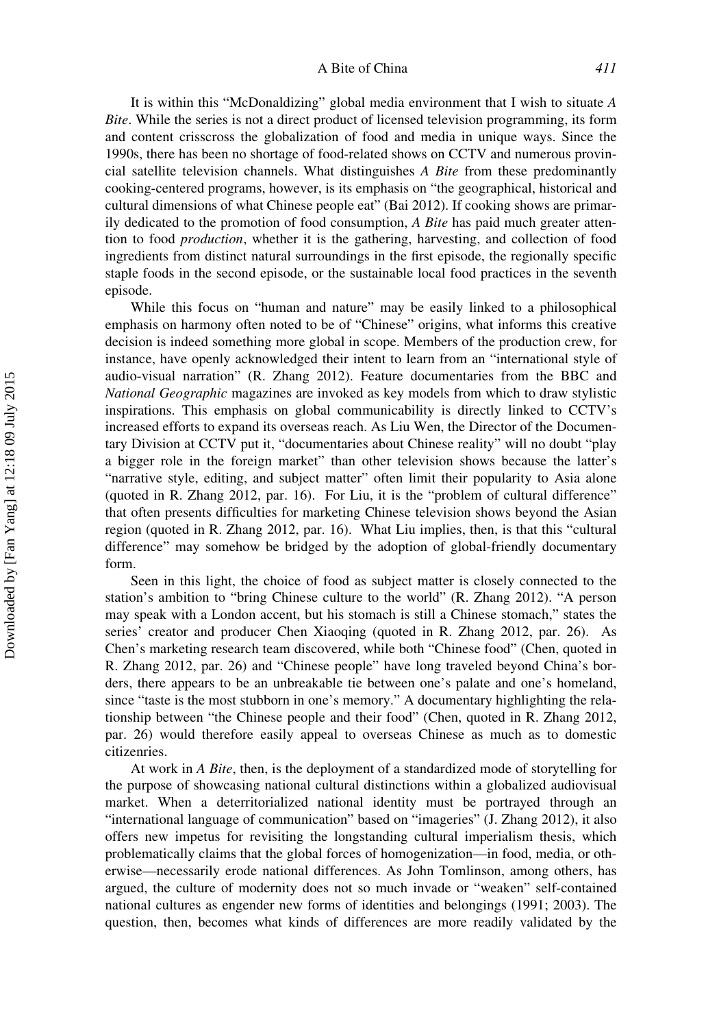It is within this "McDonaldizing" global media environment that I wish to situate *A Bite*. While the series is not a direct product of licensed television programming, its form and content crisscross the globalization of food and media in unique ways. Since the 1990s, there has been no shortage of food-related shows on CCTV and numerous provincial satellite television channels. What distinguishes *A Bite* from these predominantly cooking-centered programs, however, is its emphasis on "the geographical, historical and cultural dimensions of what Chinese people eat" (Bai 2012). If cooking shows are primarily dedicated to the promotion of food consumption, *A Bite* has paid much greater attention to food *production*, whether it is the gathering, harvesting, and collection of food ingredients from distinct natural surroundings in the first episode, the regionally specific staple foods in the second episode, or the sustainable local food practices in the seventh episode.

While this focus on "human and nature" may be easily linked to a philosophical emphasis on harmony often noted to be of "Chinese" origins, what informs this creative decision is indeed something more global in scope. Members of the production crew, for instance, have openly acknowledged their intent to learn from an "international style of audio-visual narration" (R. Zhang 2012). Feature documentaries from the BBC and *National Geographic* magazines are invoked as key models from which to draw stylistic inspirations. This emphasis on global communicability is directly linked to CCTV's increased efforts to expand its overseas reach. As Liu Wen, the Director of the Documentary Division at CCTV put it, "documentaries about Chinese reality" will no doubt "play a bigger role in the foreign market" than other television shows because the latter's "narrative style, editing, and subject matter" often limit their popularity to Asia alone (quoted in R. Zhang 2012, par. 16). For Liu, it is the "problem of cultural difference" that often presents difficulties for marketing Chinese television shows beyond the Asian region (quoted in R. Zhang 2012, par. 16). What Liu implies, then, is that this "cultural difference" may somehow be bridged by the adoption of global-friendly documentary form.

Seen in this light, the choice of food as subject matter is closely connected to the station's ambition to "bring Chinese culture to the world" (R. Zhang 2012). "A person may speak with a London accent, but his stomach is still a Chinese stomach," states the series' creator and producer Chen Xiaoqing (quoted in R. Zhang 2012, par. 26). As Chen's marketing research team discovered, while both "Chinese food" (Chen, quoted in R. Zhang 2012, par. 26) and "Chinese people" have long traveled beyond China's borders, there appears to be an unbreakable tie between one's palate and one's homeland, since "taste is the most stubborn in one's memory." A documentary highlighting the relationship between "the Chinese people and their food" (Chen, quoted in R. Zhang 2012, par. 26) would therefore easily appeal to overseas Chinese as much as to domestic citizenries.

At work in *A Bite*, then, is the deployment of a standardized mode of storytelling for the purpose of showcasing national cultural distinctions within a globalized audiovisual market. When a deterritorialized national identity must be portrayed through an "international language of communication" based on "imageries" (J. Zhang 2012), it also offers new impetus for revisiting the longstanding cultural imperialism thesis, which problematically claims that the global forces of homogenization—in food, media, or otherwise—necessarily erode national differences. As John Tomlinson, among others, has argued, the culture of modernity does not so much invade or "weaken" self-contained national cultures as engender new forms of identities and belongings (1991; 2003). The question, then, becomes what kinds of differences are more readily validated by the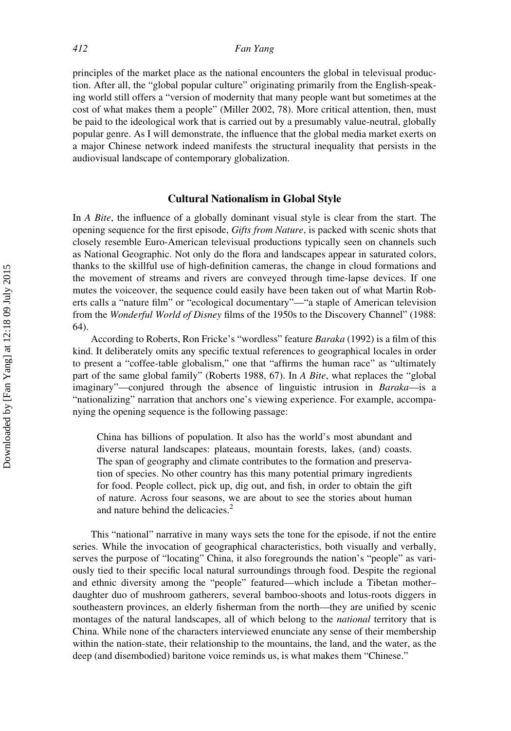principles of the market place as the national encounters the global in televisual production. After all, the "global popular culture" originating primarily from the English-speaking world still offers a "version of modernity that many people want but sometimes at the cost of what makes them a people" (Miller 2002, 78). More critical attention, then, must be paid to the ideological work that is carried out by a presumably value-neutral, globally popular genre. As I will demonstrate, the influence that the global media market exerts on a major Chinese network indeed manifests the structural inequality that persists in the audiovisual landscape of contemporary globalization.

## Cultural Nationalism in Global Style

In *A Bite*, the influence of a globally dominant visual style is clear from the start. The opening sequence for the first episode, *Gifts from Nature*, is packed with scenic shots that closely resemble Euro-American televisual productions typically seen on channels such as National Geographic. Not only do the flora and landscapes appear in saturated colors, thanks to the skillful use of high-definition cameras, the change in cloud formations and the movement of streams and rivers are conveyed through time-lapse devices. If one mutes the voiceover, the sequence could easily have been taken out of what Martin Roberts calls a "nature film" or "ecological documentary"—"a staple of American television from the *Wonderful World of Disney* films of the 1950s to the Discovery Channel" (1988: 64).

According to Roberts, Ron Fricke's "wordless" feature *Baraka* (1992) is a film of this kind. It deliberately omits any specific textual references to geographical locales in order to present a "coffee-table globalism," one that "affirms the human race" as "ultimately part of the same global family" (Roberts 1988, 67). In *A Bite*, what replaces the "global imaginary"—conjured through the absence of linguistic intrusion in *Baraka*—is a "nationalizing" narration that anchors one's viewing experience. For example, accompanying the opening sequence is the following passage:

> China has billions of population. It also has the world's most abundant and diverse natural landscapes: plateaus, mountain forests, lakes, (and) coasts. The span of geography and climate contributes to the formation and preservation of species. No other country has this many potential primary ingredients for food. People collect, pick up, dig out, and fish, in order to obtain the gift of nature. Across four seasons, we are about to see the stories about human and nature behind the delicacies.[2]

This "national" narrative in many ways sets the tone for the episode, if not the entire series. While the invocation of geographical characteristics, both visually and verbally, serves the purpose of "locating" China, it also foregrounds the nation's "people" as variously tied to their specific local natural surroundings through food. Despite the regional and ethnic diversity among the "people" featured—which include a Tibetan mother–daughter duo of mushroom gatherers, several bamboo-shoots and lotus-roots diggers in southeastern provinces, an elderly fisherman from the north—they are unified by scenic montages of the natural landscapes, all of which belong to the *national* territory that is China. While none of the characters interviewed enunciate any sense of their membership within the nation-state, their relationship to the mountains, the land, and the water, as the deep (and disembodied) baritone voice reminds us, is what makes them "Chinese."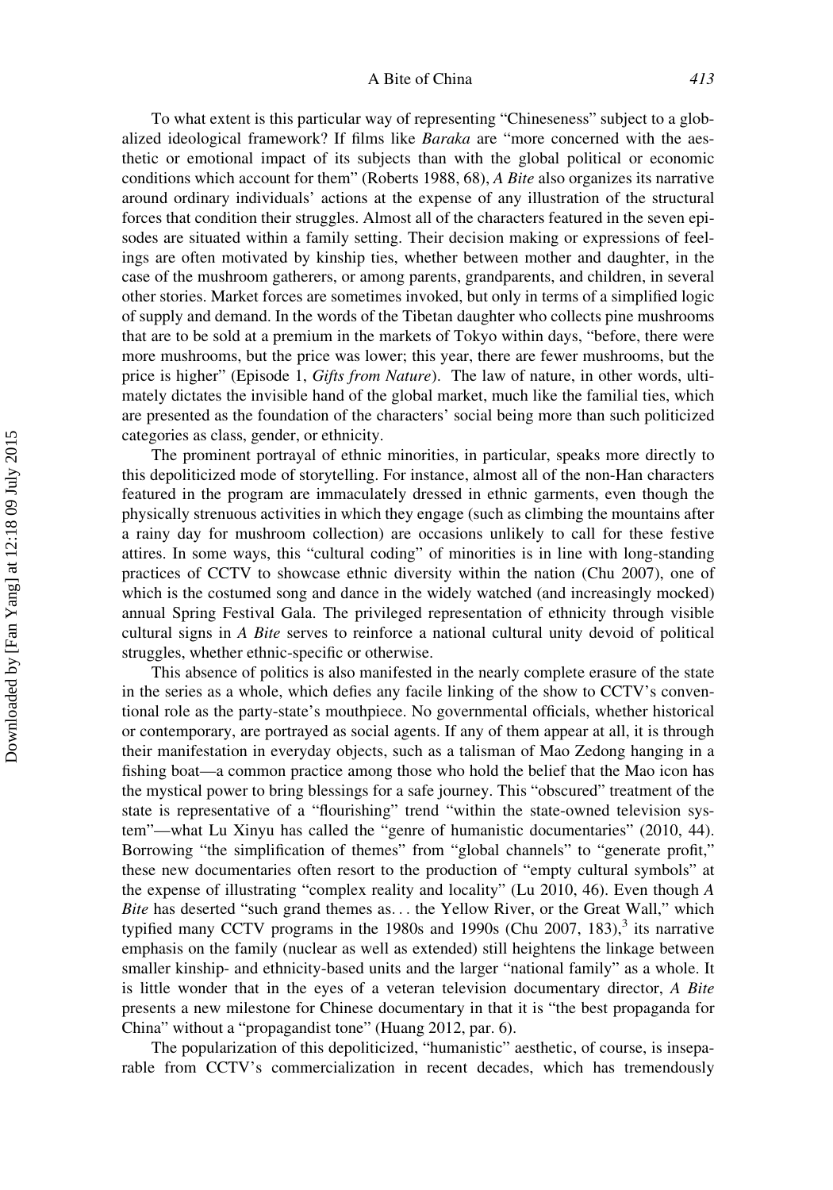To what extent is this particular way of representing "Chineseness" subject to a globalized ideological framework? If films like *Baraka* are "more concerned with the aesthetic or emotional impact of its subjects than with the global political or economic conditions which account for them" (Roberts 1988, 68), *A Bite* also organizes its narrative around ordinary individuals' actions at the expense of any illustration of the structural forces that condition their struggles. Almost all of the characters featured in the seven episodes are situated within a family setting. Their decision making or expressions of feelings are often motivated by kinship ties, whether between mother and daughter, in the case of the mushroom gatherers, or among parents, grandparents, and children, in several other stories. Market forces are sometimes invoked, but only in terms of a simplified logic of supply and demand. In the words of the Tibetan daughter who collects pine mushrooms that are to be sold at a premium in the markets of Tokyo within days, "before, there were more mushrooms, but the price was lower; this year, there are fewer mushrooms, but the price is higher" (Episode 1, *Gifts from Nature*). The law of nature, in other words, ultimately dictates the invisible hand of the global market, much like the familial ties, which are presented as the foundation of the characters' social being more than such politicized categories as class, gender, or ethnicity.

The prominent portrayal of ethnic minorities, in particular, speaks more directly to this depoliticized mode of storytelling. For instance, almost all of the non-Han characters featured in the program are immaculately dressed in ethnic garments, even though the physically strenuous activities in which they engage (such as climbing the mountains after a rainy day for mushroom collection) are occasions unlikely to call for these festive attires. In some ways, this "cultural coding" of minorities is in line with long-standing practices of CCTV to showcase ethnic diversity within the nation (Chu 2007), one of which is the costumed song and dance in the widely watched (and increasingly mocked) annual Spring Festival Gala. The privileged representation of ethnicity through visible cultural signs in *A Bite* serves to reinforce a national cultural unity devoid of political struggles, whether ethnic-specific or otherwise.

This absence of politics is also manifested in the nearly complete erasure of the state in the series as a whole, which defies any facile linking of the show to CCTV's conventional role as the party-state's mouthpiece. No governmental officials, whether historical or contemporary, are portrayed as social agents. If any of them appear at all, it is through their manifestation in everyday objects, such as a talisman of Mao Zedong hanging in a fishing boat—a common practice among those who hold the belief that the Mao icon has the mystical power to bring blessings for a safe journey. This "obscured" treatment of the state is representative of a "flourishing" trend "within the state-owned television system"—what Lu Xinyu has called the "genre of humanistic documentaries" (2010, 44). Borrowing "the simplification of themes" from "global channels" to "generate profit," these new documentaries often resort to the production of "empty cultural symbols" at the expense of illustrating "complex reality and locality" (Lu 2010, 46). Even though *A Bite* has deserted "such grand themes as. . . the Yellow River, or the Great Wall," which typified many CCTV programs in the 1980s and 1990s (Chu 2007, 183),[3] its narrative emphasis on the family (nuclear as well as extended) still heightens the linkage between smaller kinship- and ethnicity-based units and the larger "national family" as a whole. It is little wonder that in the eyes of a veteran television documentary director, *A Bite* presents a new milestone for Chinese documentary in that it is "the best propaganda for China" without a "propagandist tone" (Huang 2012, par. 6).

The popularization of this depoliticized, "humanistic" aesthetic, of course, is inseparable from CCTV's commercialization in recent decades, which has tremendously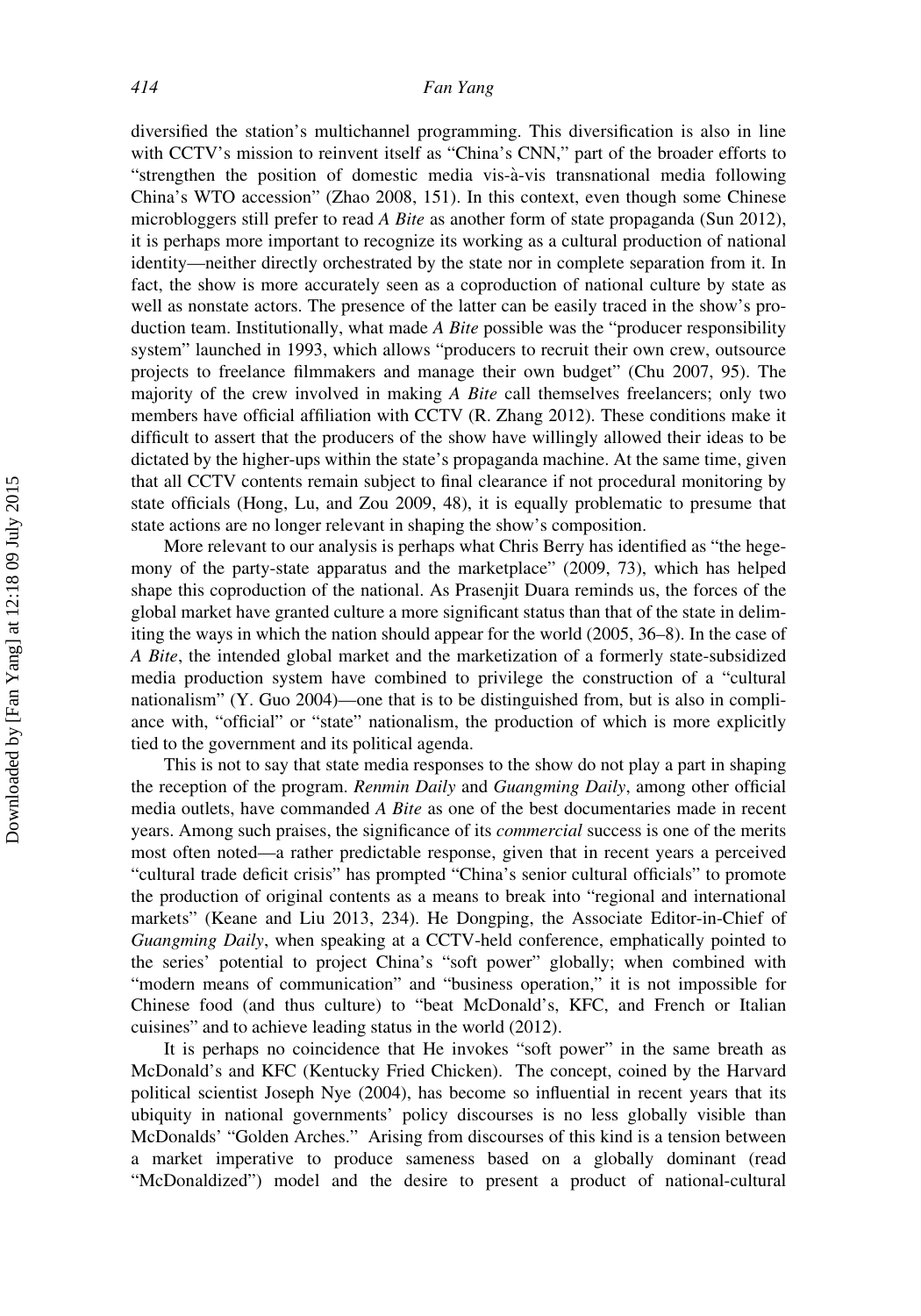diversified the station's multichannel programming. This diversification is also in line with CCTV's mission to reinvent itself as "China's CNN," part of the broader efforts to "strengthen the position of domestic media vis-à-vis transnational media following China's WTO accession" (Zhao 2008, 151). In this context, even though some Chinese microbloggers still prefer to read *A Bite* as another form of state propaganda (Sun 2012), it is perhaps more important to recognize its working as a cultural production of national identity—neither directly orchestrated by the state nor in complete separation from it. In fact, the show is more accurately seen as a coproduction of national culture by state as well as nonstate actors. The presence of the latter can be easily traced in the show's production team. Institutionally, what made *A Bite* possible was the "producer responsibility system" launched in 1993, which allows "producers to recruit their own crew, outsource projects to freelance filmmakers and manage their own budget" (Chu 2007, 95). The majority of the crew involved in making *A Bite* call themselves freelancers; only two members have official affiliation with CCTV (R. Zhang 2012). These conditions make it difficult to assert that the producers of the show have willingly allowed their ideas to be dictated by the higher-ups within the state's propaganda machine. At the same time, given that all CCTV contents remain subject to final clearance if not procedural monitoring by state officials (Hong, Lu, and Zou 2009, 48), it is equally problematic to presume that state actions are no longer relevant in shaping the show's composition.

More relevant to our analysis is perhaps what Chris Berry has identified as "the hegemony of the party-state apparatus and the marketplace" (2009, 73), which has helped shape this coproduction of the national. As Prasenjit Duara reminds us, the forces of the global market have granted culture a more significant status than that of the state in delimiting the ways in which the nation should appear for the world (2005, 36–8). In the case of *A Bite*, the intended global market and the marketization of a formerly state-subsidized media production system have combined to privilege the construction of a "cultural nationalism" (Y. Guo 2004)—one that is to be distinguished from, but is also in compliance with, "official" or "state" nationalism, the production of which is more explicitly tied to the government and its political agenda.

This is not to say that state media responses to the show do not play a part in shaping the reception of the program. *Renmin Daily* and *Guangming Daily*, among other official media outlets, have commanded *A Bite* as one of the best documentaries made in recent years. Among such praises, the significance of its *commercial* success is one of the merits most often noted—a rather predictable response, given that in recent years a perceived "cultural trade deficit crisis" has prompted "China's senior cultural officials" to promote the production of original contents as a means to break into "regional and international markets" (Keane and Liu 2013, 234). He Dongping, the Associate Editor-in-Chief of *Guangming Daily*, when speaking at a CCTV-held conference, emphatically pointed to the series' potential to project China's "soft power" globally; when combined with "modern means of communication" and "business operation," it is not impossible for Chinese food (and thus culture) to "beat McDonald's, KFC, and French or Italian cuisines" and to achieve leading status in the world (2012).

It is perhaps no coincidence that He invokes "soft power" in the same breath as McDonald's and KFC (Kentucky Fried Chicken). The concept, coined by the Harvard political scientist Joseph Nye (2004), has become so influential in recent years that its ubiquity in national governments' policy discourses is no less globally visible than McDonalds' "Golden Arches." Arising from discourses of this kind is a tension between a market imperative to produce sameness based on a globally dominant (read "McDonaldized") model and the desire to present a product of national-cultural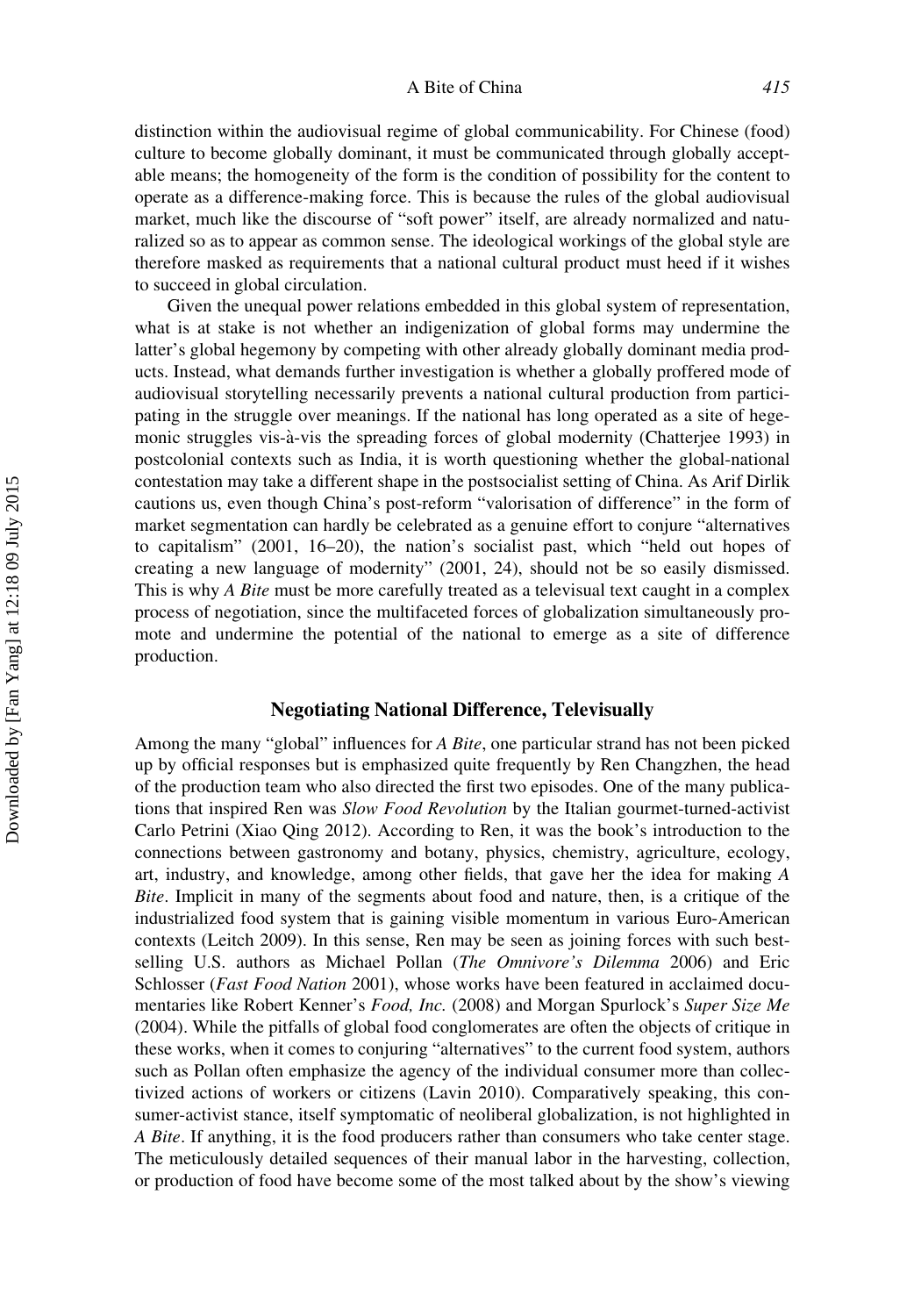distinction within the audiovisual regime of global communicability. For Chinese (food) culture to become globally dominant, it must be communicated through globally acceptable means; the homogeneity of the form is the condition of possibility for the content to operate as a difference-making force. This is because the rules of the global audiovisual market, much like the discourse of "soft power" itself, are already normalized and naturalized so as to appear as common sense. The ideological workings of the global style are therefore masked as requirements that a national cultural product must heed if it wishes to succeed in global circulation.

Given the unequal power relations embedded in this global system of representation, what is at stake is not whether an indigenization of global forms may undermine the latter's global hegemony by competing with other already globally dominant media products. Instead, what demands further investigation is whether a globally proffered mode of audiovisual storytelling necessarily prevents a national cultural production from participating in the struggle over meanings. If the national has long operated as a site of hegemonic struggles vis-à-vis the spreading forces of global modernity (Chatterjee 1993) in postcolonial contexts such as India, it is worth questioning whether the global-national contestation may take a different shape in the postsocialist setting of China. As Arif Dirlik cautions us, even though China's post-reform "valorisation of difference" in the form of market segmentation can hardly be celebrated as a genuine effort to conjure "alternatives to capitalism" (2001, 16–20), the nation's socialist past, which "held out hopes of creating a new language of modernity" (2001, 24), should not be so easily dismissed. This is why *A Bite* must be more carefully treated as a televisual text caught in a complex process of negotiation, since the multifaceted forces of globalization simultaneously promote and undermine the potential of the national to emerge as a site of difference production.

## Negotiating National Difference, Televisually

Among the many "global" influences for *A Bite*, one particular strand has not been picked up by official responses but is emphasized quite frequently by Ren Changzhen, the head of the production team who also directed the first two episodes. One of the many publications that inspired Ren was *Slow Food Revolution* by the Italian gourmet-turned-activist Carlo Petrini (Xiao Qing 2012). According to Ren, it was the book's introduction to the connections between gastronomy and botany, physics, chemistry, agriculture, ecology, art, industry, and knowledge, among other fields, that gave her the idea for making *A Bite*. Implicit in many of the segments about food and nature, then, is a critique of the industrialized food system that is gaining visible momentum in various Euro-American contexts (Leitch 2009). In this sense, Ren may be seen as joining forces with such best-selling U.S. authors as Michael Pollan (*The Omnivore's Dilemma* 2006) and Eric Schlosser (*Fast Food Nation* 2001), whose works have been featured in acclaimed documentaries like Robert Kenner's *Food, Inc.* (2008) and Morgan Spurlock's *Super Size Me* (2004). While the pitfalls of global food conglomerates are often the objects of critique in these works, when it comes to conjuring "alternatives" to the current food system, authors such as Pollan often emphasize the agency of the individual consumer more than collectivized actions of workers or citizens (Lavin 2010). Comparatively speaking, this consumer-activist stance, itself symptomatic of neoliberal globalization, is not highlighted in *A Bite*. If anything, it is the food producers rather than consumers who take center stage. The meticulously detailed sequences of their manual labor in the harvesting, collection, or production of food have become some of the most talked about by the show's viewing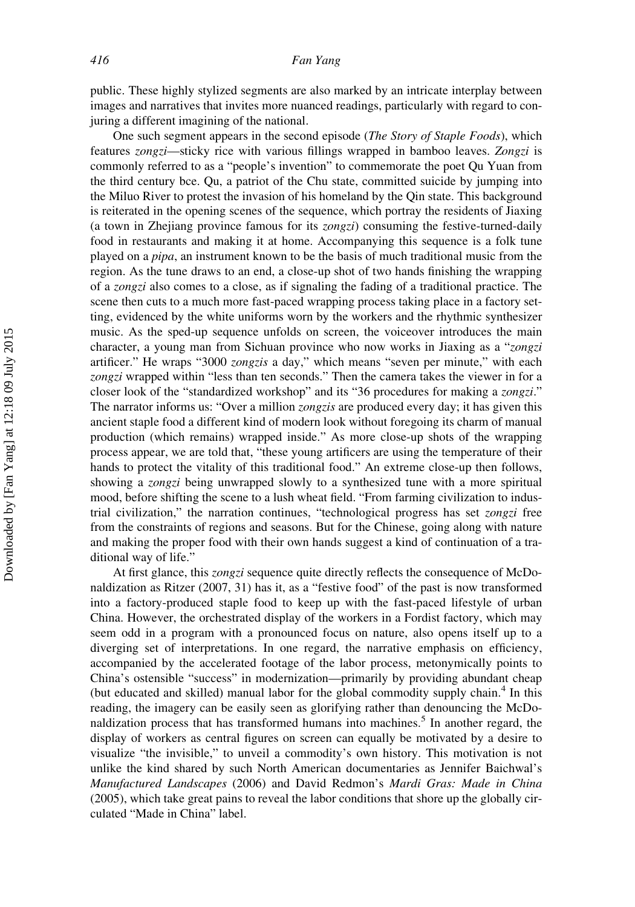public. These highly stylized segments are also marked by an intricate interplay between images and narratives that invites more nuanced readings, particularly with regard to conjuring a different imagining of the national.

One such segment appears in the second episode (*The Story of Staple Foods*), which features *zongzi*—sticky rice with various fillings wrapped in bamboo leaves. *Zongzi* is commonly referred to as a "people's invention" to commemorate the poet Qu Yuan from the third century bce. Qu, a patriot of the Chu state, committed suicide by jumping into the Miluo River to protest the invasion of his homeland by the Qin state. This background is reiterated in the opening scenes of the sequence, which portray the residents of Jiaxing (a town in Zhejiang province famous for its *zongzi*) consuming the festive-turned-daily food in restaurants and making it at home. Accompanying this sequence is a folk tune played on a *pipa*, an instrument known to be the basis of much traditional music from the region. As the tune draws to an end, a close-up shot of two hands finishing the wrapping of a *zongzi* also comes to a close, as if signaling the fading of a traditional practice. The scene then cuts to a much more fast-paced wrapping process taking place in a factory setting, evidenced by the white uniforms worn by the workers and the rhythmic synthesizer music. As the sped-up sequence unfolds on screen, the voiceover introduces the main character, a young man from Sichuan province who now works in Jiaxing as a "*zongzi* artificer." He wraps "3000 *zongzis* a day," which means "seven per minute," with each *zongzi* wrapped within "less than ten seconds." Then the camera takes the viewer in for a closer look of the "standardized workshop" and its "36 procedures for making a *zongzi*." The narrator informs us: "Over a million *zongzis* are produced every day; it has given this ancient staple food a different kind of modern look without foregoing its charm of manual production (which remains) wrapped inside." As more close-up shots of the wrapping process appear, we are told that, "these young artificers are using the temperature of their hands to protect the vitality of this traditional food." An extreme close-up then follows, showing a *zongzi* being unwrapped slowly to a synthesized tune with a more spiritual mood, before shifting the scene to a lush wheat field. "From farming civilization to industrial civilization," the narration continues, "technological progress has set *zongzi* free from the constraints of regions and seasons. But for the Chinese, going along with nature and making the proper food with their own hands suggest a kind of continuation of a traditional way of life."

At first glance, this *zongzi* sequence quite directly reflects the consequence of McDonaldization as Ritzer (2007, 31) has it, as a "festive food" of the past is now transformed into a factory-produced staple food to keep up with the fast-paced lifestyle of urban China. However, the orchestrated display of the workers in a Fordist factory, which may seem odd in a program with a pronounced focus on nature, also opens itself up to a diverging set of interpretations. In one regard, the narrative emphasis on efficiency, accompanied by the accelerated footage of the labor process, metonymically points to China's ostensible "success" in modernization—primarily by providing abundant cheap (but educated and skilled) manual labor for the global commodity supply chain.[4] In this reading, the imagery can be easily seen as glorifying rather than denouncing the McDonaldization process that has transformed humans into machines.[5] In another regard, the display of workers as central figures on screen can equally be motivated by a desire to visualize "the invisible," to unveil a commodity's own history. This motivation is not unlike the kind shared by such North American documentaries as Jennifer Baichwal's *Manufactured Landscapes* (2006) and David Redmon's *Mardi Gras: Made in China* (2005), which take great pains to reveal the labor conditions that shore up the globally circulated "Made in China" label.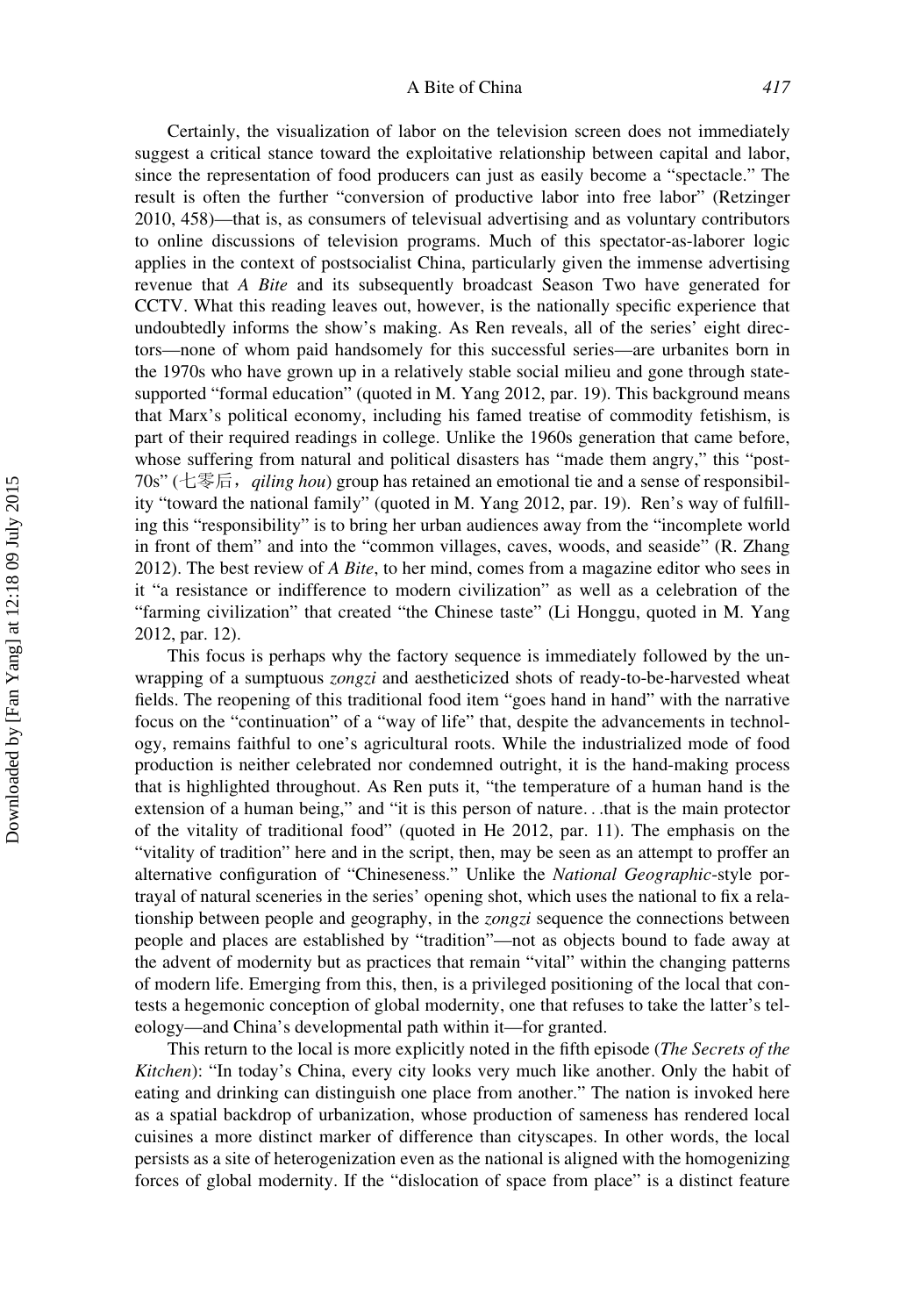Certainly, the visualization of labor on the television screen does not immediately suggest a critical stance toward the exploitative relationship between capital and labor, since the representation of food producers can just as easily become a "spectacle." The result is often the further "conversion of productive labor into free labor" (Retzinger 2010, 458)—that is, as consumers of televisual advertising and as voluntary contributors to online discussions of television programs. Much of this spectator-as-laborer logic applies in the context of postsocialist China, particularly given the immense advertising revenue that *A Bite* and its subsequently broadcast Season Two have generated for CCTV. What this reading leaves out, however, is the nationally specific experience that undoubtedly informs the show's making. As Ren reveals, all of the series' eight directors—none of whom paid handsomely for this successful series—are urbanites born in the 1970s who have grown up in a relatively stable social milieu and gone through state-supported "formal education" (quoted in M. Yang 2012, par. 19). This background means that Marx's political economy, including his famed treatise of commodity fetishism, is part of their required readings in college. Unlike the 1960s generation that came before, whose suffering from natural and political disasters has "made them angry," this "post-70s" (七零后，*qiling hou*) group has retained an emotional tie and a sense of responsibility "toward the national family" (quoted in M. Yang 2012, par. 19). Ren's way of fulfilling this "responsibility" is to bring her urban audiences away from the "incomplete world in front of them" and into the "common villages, caves, woods, and seaside" (R. Zhang 2012). The best review of *A Bite*, to her mind, comes from a magazine editor who sees in it "a resistance or indifference to modern civilization" as well as a celebration of the "farming civilization" that created "the Chinese taste" (Li Honggu, quoted in M. Yang 2012, par. 12).

This focus is perhaps why the factory sequence is immediately followed by the unwrapping of a sumptuous *zongzi* and aestheticized shots of ready-to-be-harvested wheat fields. The reopening of this traditional food item "goes hand in hand" with the narrative focus on the "continuation" of a "way of life" that, despite the advancements in technology, remains faithful to one's agricultural roots. While the industrialized mode of food production is neither celebrated nor condemned outright, it is the hand-making process that is highlighted throughout. As Ren puts it, "the temperature of a human hand is the extension of a human being," and "it is this person of nature. . .that is the main protector of the vitality of traditional food" (quoted in He 2012, par. 11). The emphasis on the "vitality of tradition" here and in the script, then, may be seen as an attempt to proffer an alternative configuration of "Chineseness." Unlike the *National Geographic*-style portrayal of natural sceneries in the series' opening shot, which uses the national to fix a relationship between people and geography, in the *zongzi* sequence the connections between people and places are established by "tradition"—not as objects bound to fade away at the advent of modernity but as practices that remain "vital" within the changing patterns of modern life. Emerging from this, then, is a privileged positioning of the local that contests a hegemonic conception of global modernity, one that refuses to take the latter's teleology—and China's developmental path within it—for granted.

This return to the local is more explicitly noted in the fifth episode (*The Secrets of the Kitchen*): "In today's China, every city looks very much like another. Only the habit of eating and drinking can distinguish one place from another." The nation is invoked here as a spatial backdrop of urbanization, whose production of sameness has rendered local cuisines a more distinct marker of difference than cityscapes. In other words, the local persists as a site of heterogenization even as the national is aligned with the homogenizing forces of global modernity. If the "dislocation of space from place" is a distinct feature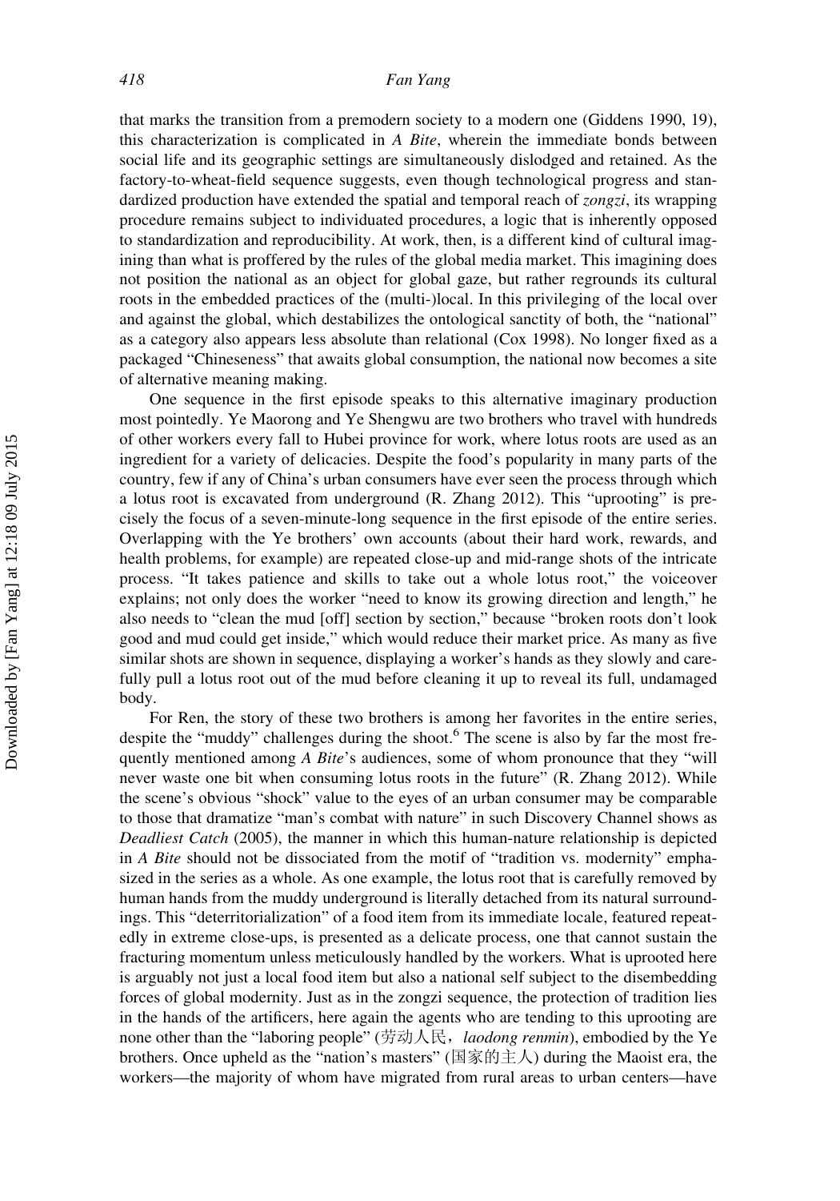that marks the transition from a premodern society to a modern one (Giddens 1990, 19), this characterization is complicated in *A Bite*, wherein the immediate bonds between social life and its geographic settings are simultaneously dislodged and retained. As the factory-to-wheat-field sequence suggests, even though technological progress and standardized production have extended the spatial and temporal reach of *zongzi*, its wrapping procedure remains subject to individuated procedures, a logic that is inherently opposed to standardization and reproducibility. At work, then, is a different kind of cultural imagining than what is proffered by the rules of the global media market. This imagining does not position the national as an object for global gaze, but rather regrounds its cultural roots in the embedded practices of the (multi-)local. In this privileging of the local over and against the global, which destabilizes the ontological sanctity of both, the "national" as a category also appears less absolute than relational (Cox 1998). No longer fixed as a packaged "Chineseness" that awaits global consumption, the national now becomes a site of alternative meaning making.

One sequence in the first episode speaks to this alternative imaginary production most pointedly. Ye Maorong and Ye Shengwu are two brothers who travel with hundreds of other workers every fall to Hubei province for work, where lotus roots are used as an ingredient for a variety of delicacies. Despite the food's popularity in many parts of the country, few if any of China's urban consumers have ever seen the process through which a lotus root is excavated from underground (R. Zhang 2012). This "uprooting" is precisely the focus of a seven-minute-long sequence in the first episode of the entire series. Overlapping with the Ye brothers' own accounts (about their hard work, rewards, and health problems, for example) are repeated close-up and mid-range shots of the intricate process. "It takes patience and skills to take out a whole lotus root," the voiceover explains; not only does the worker "need to know its growing direction and length," he also needs to "clean the mud [off] section by section," because "broken roots don't look good and mud could get inside," which would reduce their market price. As many as five similar shots are shown in sequence, displaying a worker's hands as they slowly and carefully pull a lotus root out of the mud before cleaning it up to reveal its full, undamaged body.

For Ren, the story of these two brothers is among her favorites in the entire series, despite the "muddy" challenges during the shoot.[6] The scene is also by far the most frequently mentioned among *A Bite*'s audiences, some of whom pronounce that they "will never waste one bit when consuming lotus roots in the future" (R. Zhang 2012). While the scene's obvious "shock" value to the eyes of an urban consumer may be comparable to those that dramatize "man's combat with nature" in such Discovery Channel shows as *Deadliest Catch* (2005), the manner in which this human-nature relationship is depicted in *A Bite* should not be dissociated from the motif of "tradition vs. modernity" emphasized in the series as a whole. As one example, the lotus root that is carefully removed by human hands from the muddy underground is literally detached from its natural surroundings. This "deterritorialization" of a food item from its immediate locale, featured repeatedly in extreme close-ups, is presented as a delicate process, one that cannot sustain the fracturing momentum unless meticulously handled by the workers. What is uprooted here is arguably not just a local food item but also a national self subject to the disembedding forces of global modernity. Just as in the zongzi sequence, the protection of tradition lies in the hands of the artificers, here again the agents who are tending to this uprooting are none other than the "laboring people" (劳动人民, *laodong renmin*), embodied by the Ye brothers. Once upheld as the "nation's masters" (国家的主人) during the Maoist era, the workers—the majority of whom have migrated from rural areas to urban centers—have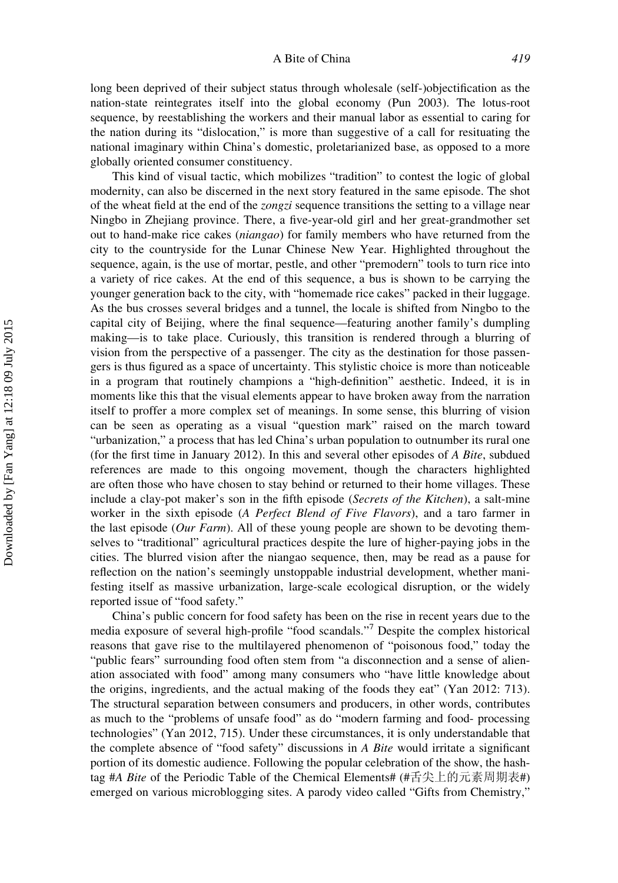long been deprived of their subject status through wholesale (self-)objectification as the nation-state reintegrates itself into the global economy (Pun 2003). The lotus-root sequence, by reestablishing the workers and their manual labor as essential to caring for the nation during its "dislocation," is more than suggestive of a call for resituating the national imaginary within China's domestic, proletarianized base, as opposed to a more globally oriented consumer constituency.

This kind of visual tactic, which mobilizes "tradition" to contest the logic of global modernity, can also be discerned in the next story featured in the same episode. The shot of the wheat field at the end of the *zongzi* sequence transitions the setting to a village near Ningbo in Zhejiang province. There, a five-year-old girl and her great-grandmother set out to hand-make rice cakes (*niangao*) for family members who have returned from the city to the countryside for the Lunar Chinese New Year. Highlighted throughout the sequence, again, is the use of mortar, pestle, and other "premodern" tools to turn rice into a variety of rice cakes. At the end of this sequence, a bus is shown to be carrying the younger generation back to the city, with "homemade rice cakes" packed in their luggage. As the bus crosses several bridges and a tunnel, the locale is shifted from Ningbo to the capital city of Beijing, where the final sequence—featuring another family's dumpling making—is to take place. Curiously, this transition is rendered through a blurring of vision from the perspective of a passenger. The city as the destination for those passengers is thus figured as a space of uncertainty. This stylistic choice is more than noticeable in a program that routinely champions a "high-definition" aesthetic. Indeed, it is in moments like this that the visual elements appear to have broken away from the narration itself to proffer a more complex set of meanings. In some sense, this blurring of vision can be seen as operating as a visual "question mark" raised on the march toward "urbanization," a process that has led China's urban population to outnumber its rural one (for the first time in January 2012). In this and several other episodes of *A Bite*, subdued references are made to this ongoing movement, though the characters highlighted are often those who have chosen to stay behind or returned to their home villages. These include a clay-pot maker's son in the fifth episode (*Secrets of the Kitchen*), a salt-mine worker in the sixth episode (*A Perfect Blend of Five Flavors*), and a taro farmer in the last episode (*Our Farm*). All of these young people are shown to be devoting themselves to "traditional" agricultural practices despite the lure of higher-paying jobs in the cities. The blurred vision after the niangao sequence, then, may be read as a pause for reflection on the nation's seemingly unstoppable industrial development, whether manifesting itself as massive urbanization, large-scale ecological disruption, or the widely reported issue of "food safety."

China's public concern for food safety has been on the rise in recent years due to the media exposure of several high-profile "food scandals."[7] Despite the complex historical reasons that gave rise to the multilayered phenomenon of "poisonous food," today the "public fears" surrounding food often stem from "a disconnection and a sense of alienation associated with food" among many consumers who "have little knowledge about the origins, ingredients, and the actual making of the foods they eat" (Yan 2012: 713). The structural separation between consumers and producers, in other words, contributes as much to the "problems of unsafe food" as do "modern farming and food- processing technologies" (Yan 2012, 715). Under these circumstances, it is only understandable that the complete absence of "food safety" discussions in *A Bite* would irritate a significant portion of its domestic audience. Following the popular celebration of the show, the hashtag #*A Bite* of the Periodic Table of the Chemical Elements# (#舌尖上的元素周期表#) emerged on various microblogging sites. A parody video called "Gifts from Chemistry,"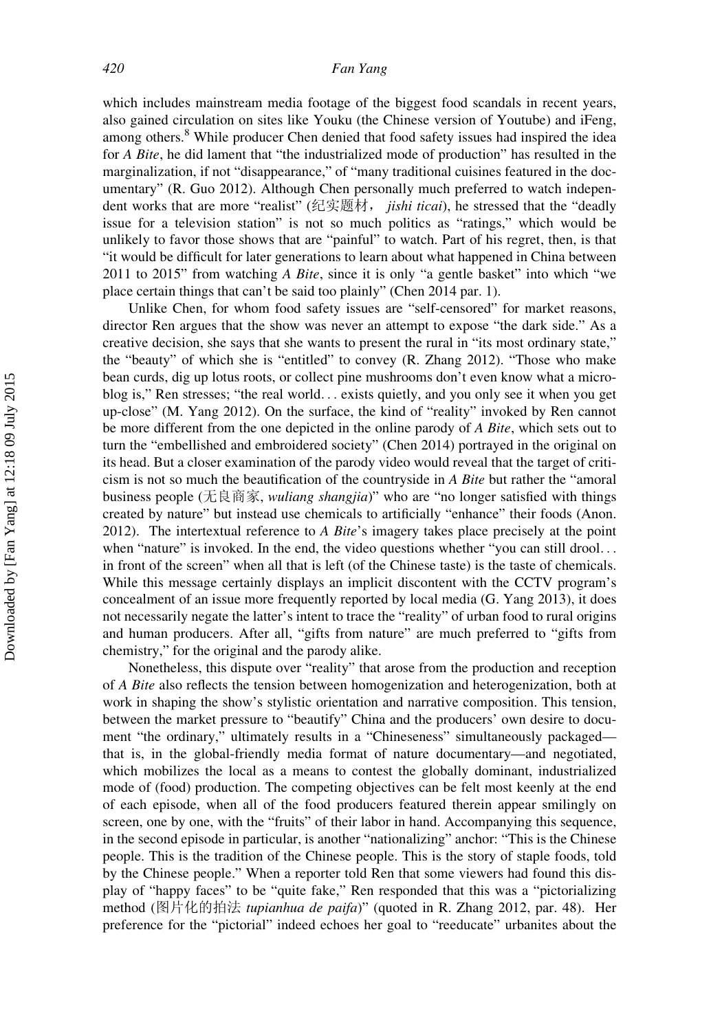which includes mainstream media footage of the biggest food scandals in recent years, also gained circulation on sites like Youku (the Chinese version of Youtube) and iFeng, among others.[8] While producer Chen denied that food safety issues had inspired the idea for *A Bite*, he did lament that "the industrialized mode of production" has resulted in the marginalization, if not "disappearance," of "many traditional cuisines featured in the documentary" (R. Guo 2012). Although Chen personally much preferred to watch independent works that are more "realist" (纪实题材， *jishi ticai*), he stressed that the "deadly issue for a television station" is not so much politics as "ratings," which would be unlikely to favor those shows that are "painful" to watch. Part of his regret, then, is that "it would be difficult for later generations to learn about what happened in China between 2011 to 2015" from watching *A Bite*, since it is only "a gentle basket" into which "we place certain things that can't be said too plainly" (Chen 2014 par. 1).

Unlike Chen, for whom food safety issues are "self-censored" for market reasons, director Ren argues that the show was never an attempt to expose "the dark side." As a creative decision, she says that she wants to present the rural in "its most ordinary state," the "beauty" of which she is "entitled" to convey (R. Zhang 2012). "Those who make bean curds, dig up lotus roots, or collect pine mushrooms don't even know what a microblog is," Ren stresses; "the real world… exists quietly, and you only see it when you get up-close" (M. Yang 2012). On the surface, the kind of "reality" invoked by Ren cannot be more different from the one depicted in the online parody of *A Bite*, which sets out to turn the "embellished and embroidered society" (Chen 2014) portrayed in the original on its head. But a closer examination of the parody video would reveal that the target of criticism is not so much the beautification of the countryside in *A Bite* but rather the "amoral business people (无良商家, *wuliang shangjia*)" who are "no longer satisfied with things created by nature" but instead use chemicals to artificially "enhance" their foods (Anon. 2012). The intertextual reference to *A Bite*'s imagery takes place precisely at the point when "nature" is invoked. In the end, the video questions whether "you can still drool… in front of the screen" when all that is left (of the Chinese taste) is the taste of chemicals. While this message certainly displays an implicit discontent with the CCTV program's concealment of an issue more frequently reported by local media (G. Yang 2013), it does not necessarily negate the latter's intent to trace the "reality" of urban food to rural origins and human producers. After all, "gifts from nature" are much preferred to "gifts from chemistry," for the original and the parody alike.

Nonetheless, this dispute over "reality" that arose from the production and reception of *A Bite* also reflects the tension between homogenization and heterogenization, both at work in shaping the show's stylistic orientation and narrative composition. This tension, between the market pressure to "beautify" China and the producers' own desire to document "the ordinary," ultimately results in a "Chineseness" simultaneously packaged—that is, in the global-friendly media format of nature documentary—and negotiated, which mobilizes the local as a means to contest the globally dominant, industrialized mode of (food) production. The competing objectives can be felt most keenly at the end of each episode, when all of the food producers featured therein appear smilingly on screen, one by one, with the "fruits" of their labor in hand. Accompanying this sequence, in the second episode in particular, is another "nationalizing" anchor: "This is the Chinese people. This is the tradition of the Chinese people. This is the story of staple foods, told by the Chinese people." When a reporter told Ren that some viewers had found this display of "happy faces" to be "quite fake," Ren responded that this was a "pictorializing method (图片化的拍法 *tupianhua de paifa*)" (quoted in R. Zhang 2012, par. 48). Her preference for the "pictorial" indeed echoes her goal to "reeducate" urbanites about the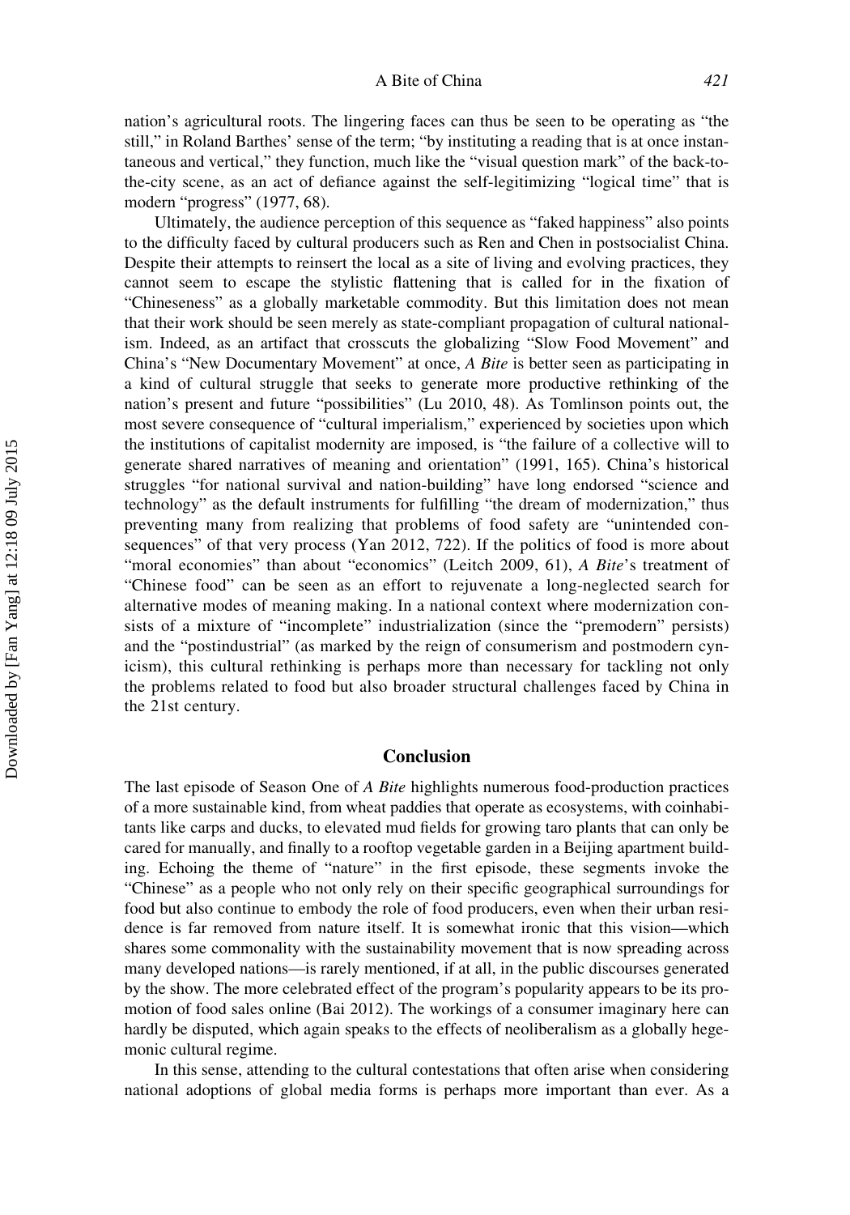nation's agricultural roots. The lingering faces can thus be seen to be operating as "the still," in Roland Barthes' sense of the term; "by instituting a reading that is at once instantaneous and vertical," they function, much like the "visual question mark" of the back-to-the-city scene, as an act of defiance against the self-legitimizing "logical time" that is modern "progress" (1977, 68).

Ultimately, the audience perception of this sequence as "faked happiness" also points to the difficulty faced by cultural producers such as Ren and Chen in postsocialist China. Despite their attempts to reinsert the local as a site of living and evolving practices, they cannot seem to escape the stylistic flattening that is called for in the fixation of "Chineseness" as a globally marketable commodity. But this limitation does not mean that their work should be seen merely as state-compliant propagation of cultural nationalism. Indeed, as an artifact that crosscuts the globalizing "Slow Food Movement" and China's "New Documentary Movement" at once, *A Bite* is better seen as participating in a kind of cultural struggle that seeks to generate more productive rethinking of the nation's present and future "possibilities" (Lu 2010, 48). As Tomlinson points out, the most severe consequence of "cultural imperialism," experienced by societies upon which the institutions of capitalist modernity are imposed, is "the failure of a collective will to generate shared narratives of meaning and orientation" (1991, 165). China's historical struggles "for national survival and nation-building" have long endorsed "science and technology" as the default instruments for fulfilling "the dream of modernization," thus preventing many from realizing that problems of food safety are "unintended consequences" of that very process (Yan 2012, 722). If the politics of food is more about "moral economies" than about "economics" (Leitch 2009, 61), *A Bite*'s treatment of "Chinese food" can be seen as an effort to rejuvenate a long-neglected search for alternative modes of meaning making. In a national context where modernization consists of a mixture of "incomplete" industrialization (since the "premodern" persists) and the "postindustrial" (as marked by the reign of consumerism and postmodern cynicism), this cultural rethinking is perhaps more than necessary for tackling not only the problems related to food but also broader structural challenges faced by China in the 21st century.

## Conclusion

The last episode of Season One of *A Bite* highlights numerous food-production practices of a more sustainable kind, from wheat paddies that operate as ecosystems, with coinhabitants like carps and ducks, to elevated mud fields for growing taro plants that can only be cared for manually, and finally to a rooftop vegetable garden in a Beijing apartment building. Echoing the theme of "nature" in the first episode, these segments invoke the "Chinese" as a people who not only rely on their specific geographical surroundings for food but also continue to embody the role of food producers, even when their urban residence is far removed from nature itself. It is somewhat ironic that this vision—which shares some commonality with the sustainability movement that is now spreading across many developed nations—is rarely mentioned, if at all, in the public discourses generated by the show. The more celebrated effect of the program's popularity appears to be its promotion of food sales online (Bai 2012). The workings of a consumer imaginary here can hardly be disputed, which again speaks to the effects of neoliberalism as a globally hegemonic cultural regime.

In this sense, attending to the cultural contestations that often arise when considering national adoptions of global media forms is perhaps more important than ever. As a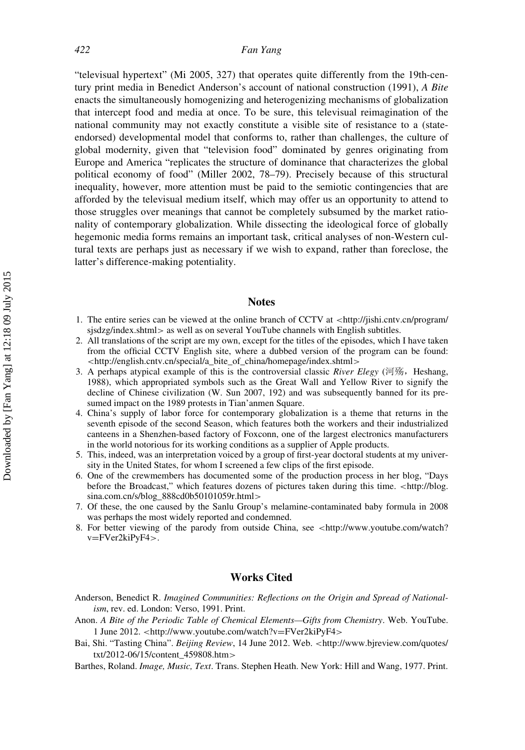"televisual hypertext" (Mi 2005, 327) that operates quite differently from the 19th-century print media in Benedict Anderson's account of national construction (1991), *A Bite* enacts the simultaneously homogenizing and heterogenizing mechanisms of globalization that intercept food and media at once. To be sure, this televisual reimagination of the national community may not exactly constitute a visible site of resistance to a (state-endorsed) developmental model that conforms to, rather than challenges, the culture of global modernity, given that "television food" dominated by genres originating from Europe and America "replicates the structure of dominance that characterizes the global political economy of food" (Miller 2002, 78–79). Precisely because of this structural inequality, however, more attention must be paid to the semiotic contingencies that are afforded by the televisual medium itself, which may offer us an opportunity to attend to those struggles over meanings that cannot be completely subsumed by the market rationality of contemporary globalization. While dissecting the ideological force of globally hegemonic media forms remains an important task, critical analyses of non-Western cultural texts are perhaps just as necessary if we wish to expand, rather than foreclose, the latter's difference-making potentiality.

## Notes

1. The entire series can be viewed at the online branch of CCTV at <http://jishi.cntv.cn/program/sjsdzg/index.shtml> as well as on several YouTube channels with English subtitles.
2. All translations of the script are my own, except for the titles of the episodes, which I have taken from the official CCTV English site, where a dubbed version of the program can be found: <http://english.cntv.cn/special/a_bite_of_china/homepage/index.shtml>
3. A perhaps atypical example of this is the controversial classic *River Elegy* (河殇，Heshang, 1988), which appropriated symbols such as the Great Wall and Yellow River to signify the decline of Chinese civilization (W. Sun 2007, 192) and was subsequently banned for its presumed impact on the 1989 protests in Tian'anmen Square.
4. China's supply of labor force for contemporary globalization is a theme that returns in the seventh episode of the second Season, which features both the workers and their industrialized canteens in a Shenzhen-based factory of Foxconn, one of the largest electronics manufacturers in the world notorious for its working conditions as a supplier of Apple products.
5. This, indeed, was an interpretation voiced by a group of first-year doctoral students at my university in the United States, for whom I screened a few clips of the first episode.
6. One of the crewmembers has documented some of the production process in her blog, "Days before the Broadcast," which features dozens of pictures taken during this time. <http://blog.sina.com.cn/s/blog_888cd0b50101059r.html>
7. Of these, the one caused by the Sanlu Group's melamine-contaminated baby formula in 2008 was perhaps the most widely reported and condemned.
8. For better viewing of the parody from outside China, see <http://www.youtube.com/watch?v=FVer2kiPyF4>.

## Works Cited

Anderson, Benedict R. *Imagined Communities: Reflections on the Origin and Spread of Nationalism*, rev. ed. London: Verso, 1991. Print.

Anon. *A Bite of the Periodic Table of Chemical Elements—Gifts from Chemistry*. Web. YouTube. 1 June 2012. <http://www.youtube.com/watch?v=FVer2kiPyF4>

Bai, Shi. "Tasting China". *Beijing Review*, 14 June 2012. Web. <http://www.bjreview.com/quotes/txt/2012-06/15/content_459808.htm>

Barthes, Roland. *Image, Music, Text*. Trans. Stephen Heath. New York: Hill and Wang, 1977. Print.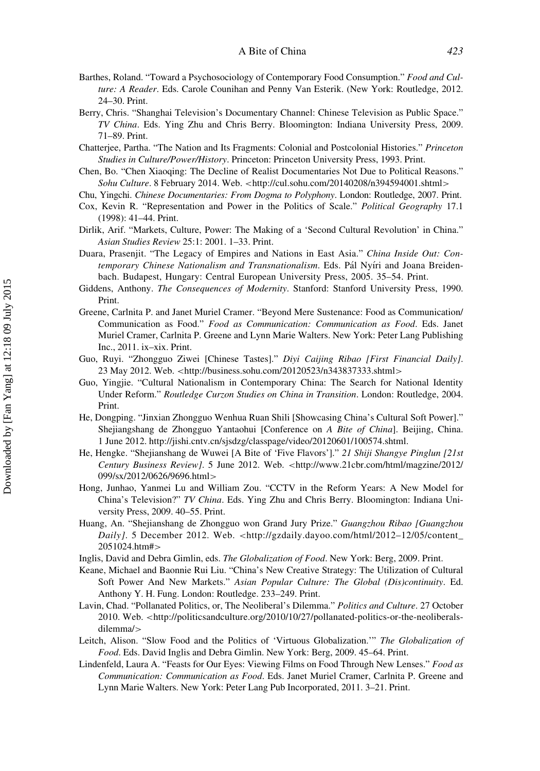Barthes, Roland. "Toward a Psychosociology of Contemporary Food Consumption." *Food and Culture: A Reader*. Eds. Carole Counihan and Penny Van Esterik. (New York: Routledge, 2012. 24–30. Print.

Berry, Chris. "Shanghai Television's Documentary Channel: Chinese Television as Public Space." *TV China*. Eds. Ying Zhu and Chris Berry. Bloomington: Indiana University Press, 2009. 71–89. Print.

Chatterjee, Partha. "The Nation and Its Fragments: Colonial and Postcolonial Histories." *Princeton Studies in Culture/Power/History*. Princeton: Princeton University Press, 1993. Print.

Chen, Bo. "Chen Xiaoqing: The Decline of Realist Documentaries Not Due to Political Reasons." *Sohu Culture*. 8 February 2014. Web. <http://cul.sohu.com/20140208/n394594001.shtml>

Chu, Yingchi. *Chinese Documentaries: From Dogma to Polyphony*. London: Routledge, 2007. Print.

Cox, Kevin R. "Representation and Power in the Politics of Scale." *Political Geography* 17.1 (1998): 41–44. Print.

Dirlik, Arif. "Markets, Culture, Power: The Making of a 'Second Cultural Revolution' in China." *Asian Studies Review* 25:1: 2001. 1–33. Print.

Duara, Prasenjit. "The Legacy of Empires and Nations in East Asia." *China Inside Out: Contemporary Chinese Nationalism and Transnationalism*. Eds. Pál Nyíri and Joana Breidenbach. Budapest, Hungary: Central European University Press, 2005. 35–54. Print.

Giddens, Anthony. *The Consequences of Modernity*. Stanford: Stanford University Press, 1990. Print.

Greene, Carlnita P. and Janet Muriel Cramer. "Beyond Mere Sustenance: Food as Communication/Communication as Food." *Food as Communication: Communication as Food*. Eds. Janet Muriel Cramer, Carlnita P. Greene and Lynn Marie Walters. New York: Peter Lang Publishing Inc., 2011. ix–xix. Print.

Guo, Ruyi. "Zhongguo Ziwei [Chinese Tastes]." *Diyi Caijing Ribao [First Financial Daily]*. 23 May 2012. Web. <http://business.sohu.com/20120523/n343837333.shtml>

Guo, Yingjie. "Cultural Nationalism in Contemporary China: The Search for National Identity Under Reform." *Routledge Curzon Studies on China in Transition*. London: Routledge, 2004. Print.

He, Dongping. "Jinxian Zhongguo Wenhua Ruan Shili [Showcasing China's Cultural Soft Power]." Shejiangshang de Zhongguo Yantaohui [Conference on *A Bite of China*]. Beijing, China. 1 June 2012. http://jishi.cntv.cn/sjsdzg/classpage/video/20120601/100574.shtml.

He, Hengke. "Shejianshang de Wuwei [A Bite of 'Five Flavors']." *21 Shiji Shangye Pinglun [21st Century Business Review]*. 5 June 2012. Web. <http://www.21cbr.com/html/magzine/2012/099/sx/2012/0626/9696.html>

Hong, Junhao, Yanmei Lu and William Zou. "CCTV in the Reform Years: A New Model for China's Television?" *TV China*. Eds. Ying Zhu and Chris Berry. Bloomington: Indiana University Press, 2009. 40–55. Print.

Huang, An. "Shejianshang de Zhongguo won Grand Jury Prize." *Guangzhou Ribao [Guangzhou Daily]*. 5 December 2012. Web. <http://gzdaily.dayoo.com/html/2012–12/05/content_2051024.htm#>

Inglis, David and Debra Gimlin, eds. *The Globalization of Food*. New York: Berg, 2009. Print.

Keane, Michael and Baonnie Rui Liu. "China's New Creative Strategy: The Utilization of Cultural Soft Power And New Markets." *Asian Popular Culture: The Global (Dis)continuity*. Ed. Anthony Y. H. Fung. London: Routledge. 233–249. Print.

Lavin, Chad. "Pollanated Politics, or, The Neoliberal's Dilemma." *Politics and Culture*. 27 October 2010. Web. <http://politicsandculture.org/2010/10/27/pollanated-politics-or-the-neoliberals-dilemma/>

Leitch, Alison. "Slow Food and the Politics of 'Virtuous Globalization.'" *The Globalization of Food*. Eds. David Inglis and Debra Gimlin. New York: Berg, 2009. 45–64. Print.

Lindenfeld, Laura A. "Feasts for Our Eyes: Viewing Films on Food Through New Lenses." *Food as Communication: Communication as Food*. Eds. Janet Muriel Cramer, Carlnita P. Greene and Lynn Marie Walters. New York: Peter Lang Pub Incorporated, 2011. 3–21. Print.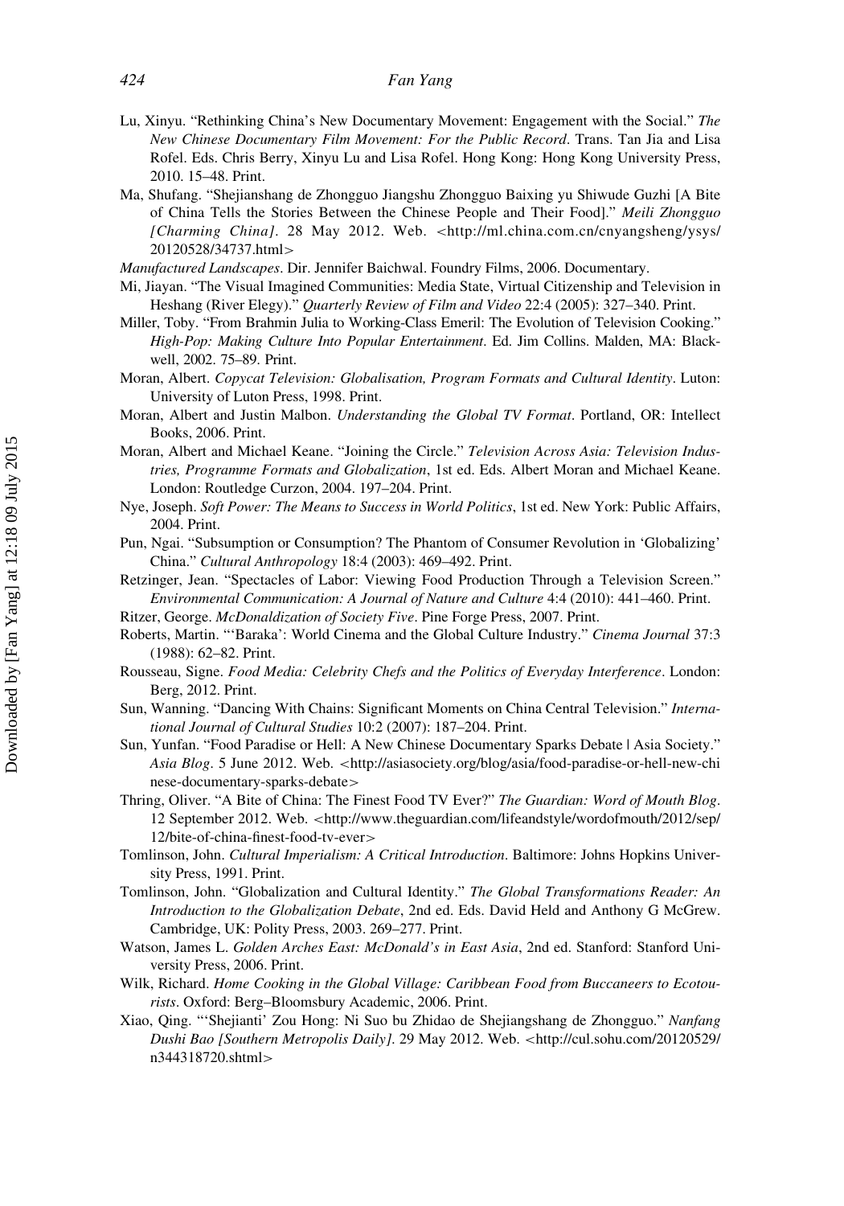Lu, Xinyu. “Rethinking China’s New Documentary Movement: Engagement with the Social.” *The New Chinese Documentary Film Movement: For the Public Record*. Trans. Tan Jia and Lisa Rofel. Eds. Chris Berry, Xinyu Lu and Lisa Rofel. Hong Kong: Hong Kong University Press, 2010. 15–48. Print.

Ma, Shufang. “Shejianshang de Zhongguo Jiangshu Zhongguo Baixing yu Shiwude Guzhi [A Bite of China Tells the Stories Between the Chinese People and Their Food].” *Meili Zhongguo [Charming China]*. 28 May 2012. Web. <http://ml.china.com.cn/cnyangsheng/ysys/20120528/34737.html>

*Manufactured Landscapes*. Dir. Jennifer Baichwal. Foundry Films, 2006. Documentary.

Mi, Jiayan. “The Visual Imagined Communities: Media State, Virtual Citizenship and Television in Heshang (River Elegy).” *Quarterly Review of Film and Video* 22:4 (2005): 327–340. Print.

Miller, Toby. “From Brahmin Julia to Working-Class Emeril: The Evolution of Television Cooking.” *High-Pop: Making Culture Into Popular Entertainment*. Ed. Jim Collins. Malden, MA: Blackwell, 2002. 75–89. Print.

Moran, Albert. *Copycat Television: Globalisation, Program Formats and Cultural Identity*. Luton: University of Luton Press, 1998. Print.

Moran, Albert and Justin Malbon. *Understanding the Global TV Format*. Portland, OR: Intellect Books, 2006. Print.

Moran, Albert and Michael Keane. “Joining the Circle.” *Television Across Asia: Television Industries, Programme Formats and Globalization*, 1st ed. Eds. Albert Moran and Michael Keane. London: Routledge Curzon, 2004. 197–204. Print.

Nye, Joseph. *Soft Power: The Means to Success in World Politics*, 1st ed. New York: Public Affairs, 2004. Print.

Pun, Ngai. “Subsumption or Consumption? The Phantom of Consumer Revolution in ‘Globalizing’ China.” *Cultural Anthropology* 18:4 (2003): 469–492. Print.

Retzinger, Jean. “Spectacles of Labor: Viewing Food Production Through a Television Screen.” *Environmental Communication: A Journal of Nature and Culture* 4:4 (2010): 441–460. Print.

Ritzer, George. *McDonaldization of Society Five*. Pine Forge Press, 2007. Print.

Roberts, Martin. “‘Baraka’: World Cinema and the Global Culture Industry.” *Cinema Journal* 37:3 (1988): 62–82. Print.

Rousseau, Signe. *Food Media: Celebrity Chefs and the Politics of Everyday Interference*. London: Berg, 2012. Print.

Sun, Wanning. “Dancing With Chains: Significant Moments on China Central Television.” *International Journal of Cultural Studies* 10:2 (2007): 187–204. Print.

Sun, Yunfan. “Food Paradise or Hell: A New Chinese Documentary Sparks Debate | Asia Society.” *Asia Blog*. 5 June 2012. Web. <http://asiasociety.org/blog/asia/food-paradise-or-hell-new-chinese-documentary-sparks-debate>

Thring, Oliver. “A Bite of China: The Finest Food TV Ever?” *The Guardian: Word of Mouth Blog*. 12 September 2012. Web. <http://www.theguardian.com/lifeandstyle/wordofmouth/2012/sep/12/bite-of-china-finest-food-tv-ever>

Tomlinson, John. *Cultural Imperialism: A Critical Introduction*. Baltimore: Johns Hopkins University Press, 1991. Print.

Tomlinson, John. “Globalization and Cultural Identity.” *The Global Transformations Reader: An Introduction to the Globalization Debate*, 2nd ed. Eds. David Held and Anthony G McGrew. Cambridge, UK: Polity Press, 2003. 269–277. Print.

Watson, James L. *Golden Arches East: McDonald’s in East Asia*, 2nd ed. Stanford: Stanford University Press, 2006. Print.

Wilk, Richard. *Home Cooking in the Global Village: Caribbean Food from Buccaneers to Ecotourists*. Oxford: Berg–Bloomsbury Academic, 2006. Print.

Xiao, Qing. “‘Shejianti’ Zou Hong: Ni Suo bu Zhidao de Shejiangshang de Zhongguo.” *Nanfang Dushi Bao [Southern Metropolis Daily]*. 29 May 2012. Web. <http://cul.sohu.com/20120529/n344318720.shtml>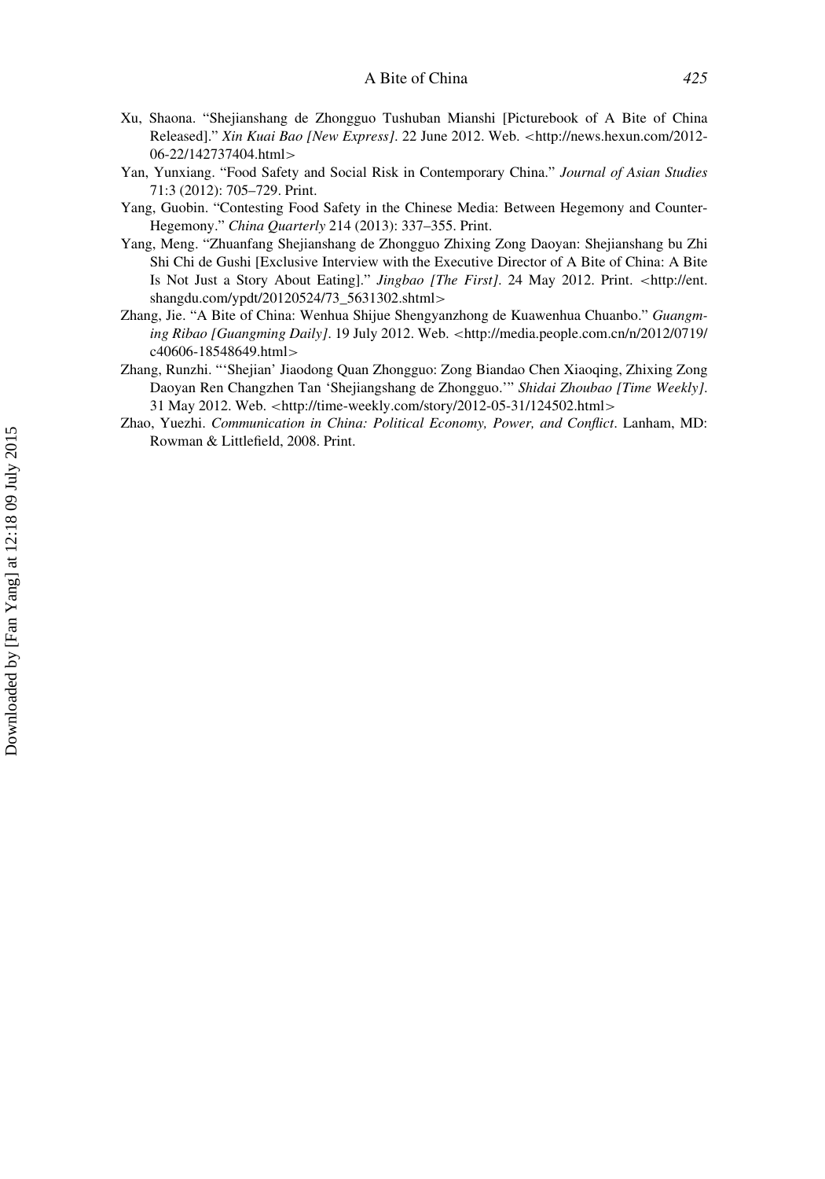Xu, Shaona. "Shejianshang de Zhongguo Tushuban Mianshi [Picturebook of A Bite of China Released]." *Xin Kuai Bao [New Express]*. 22 June 2012. Web. <http://news.hexun.com/2012-06-22/142737404.html>

Yan, Yunxiang. "Food Safety and Social Risk in Contemporary China." *Journal of Asian Studies* 71:3 (2012): 705–729. Print.

Yang, Guobin. "Contesting Food Safety in the Chinese Media: Between Hegemony and Counter-Hegemony." *China Quarterly* 214 (2013): 337–355. Print.

Yang, Meng. "Zhuanfang Shejianshang de Zhongguo Zhixing Zong Daoyan: Shejianshang bu Zhi Shi Chi de Gushi [Exclusive Interview with the Executive Director of A Bite of China: A Bite Is Not Just a Story About Eating]." *Jingbao [The First]*. 24 May 2012. Print. <http://ent.shangdu.com/ypdt/20120524/73_5631302.shtml>

Zhang, Jie. "A Bite of China: Wenhua Shijue Shengyanzhong de Kuawenhua Chuanbo." *Guangming Ribao [Guangming Daily]*. 19 July 2012. Web. <http://media.people.com.cn/n/2012/0719/c40606-18548649.html>

Zhang, Runzhi. "'Shejian' Jiaodong Quan Zhongguo: Zong Biandao Chen Xiaoqing, Zhixing Zong Daoyan Ren Changzhen Tan 'Shejiangshang de Zhongguo.'" *Shidai Zhoubao [Time Weekly]*. 31 May 2012. Web. <http://time-weekly.com/story/2012-05-31/124502.html>

Zhao, Yuezhi. *Communication in China: Political Economy, Power, and Conflict*. Lanham, MD: Rowman & Littlefield, 2008. Print.